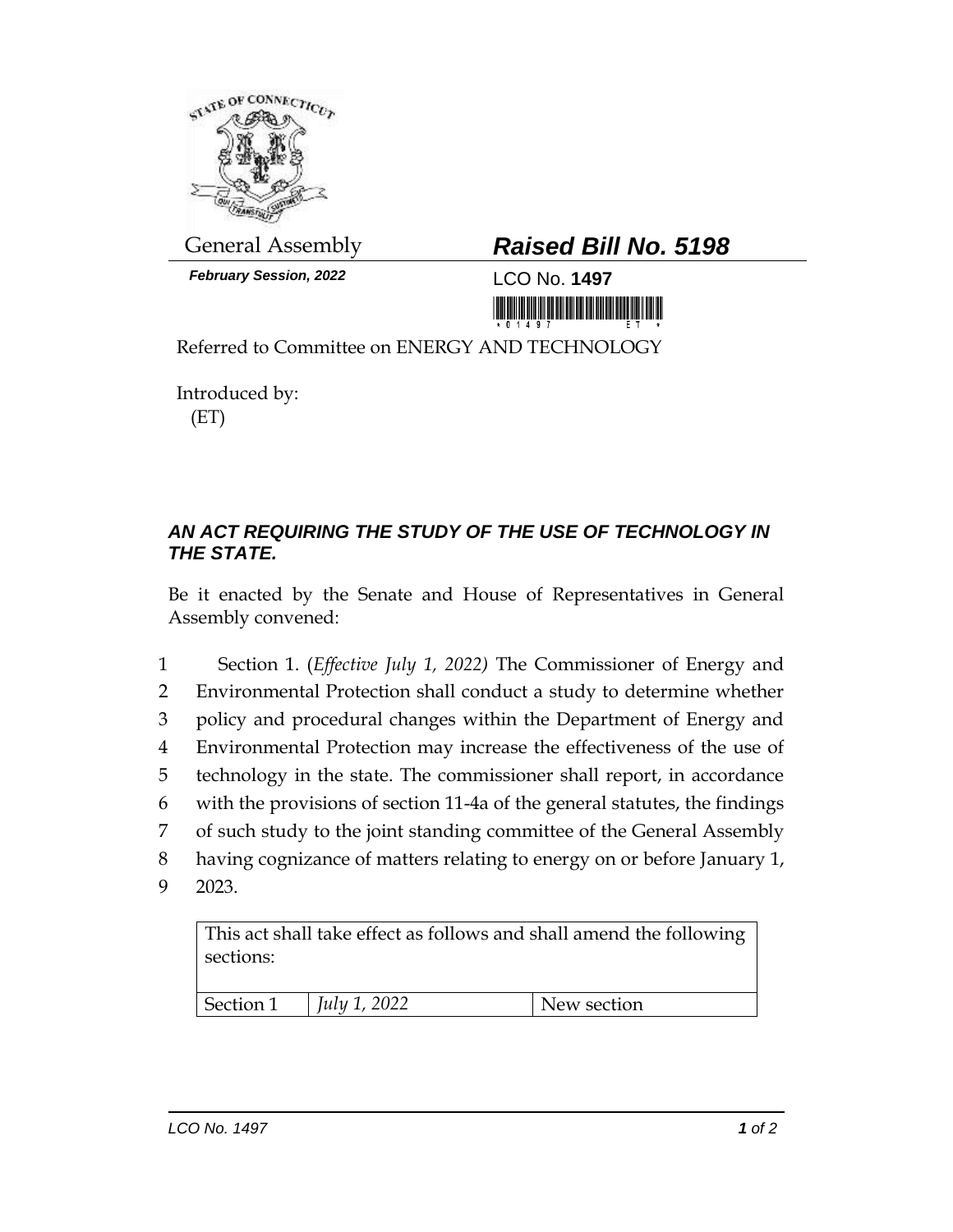General Assembly

***February Session, 2022***

# ***Raised Bill No. 5198***

LCO No. **1497**

Referred to Committee on ENERGY AND TECHNOLOGY

Introduced by:
(ET)

## ***AN ACT REQUIRING THE STUDY OF THE USE OF TECHNOLOGY IN THE STATE.***

Be it enacted by the Senate and House of Representatives in General Assembly convened:

1 Section 1. (*Effective July 1, 2022*) The Commissioner of Energy and
2 Environmental Protection shall conduct a study to determine whether
3 policy and procedural changes within the Department of Energy and
4 Environmental Protection may increase the effectiveness of the use of
5 technology in the state. The commissioner shall report, in accordance
6 with the provisions of section 11-4a of the general statutes, the findings
7 of such study to the joint standing committee of the General Assembly
8 having cognizance of matters relating to energy on or before January 1,
9 2023.

| This act shall take effect as follows and shall amend the following sections: | | |
| --- | --- | --- |
| Section 1 | *July 1, 2022* | New section |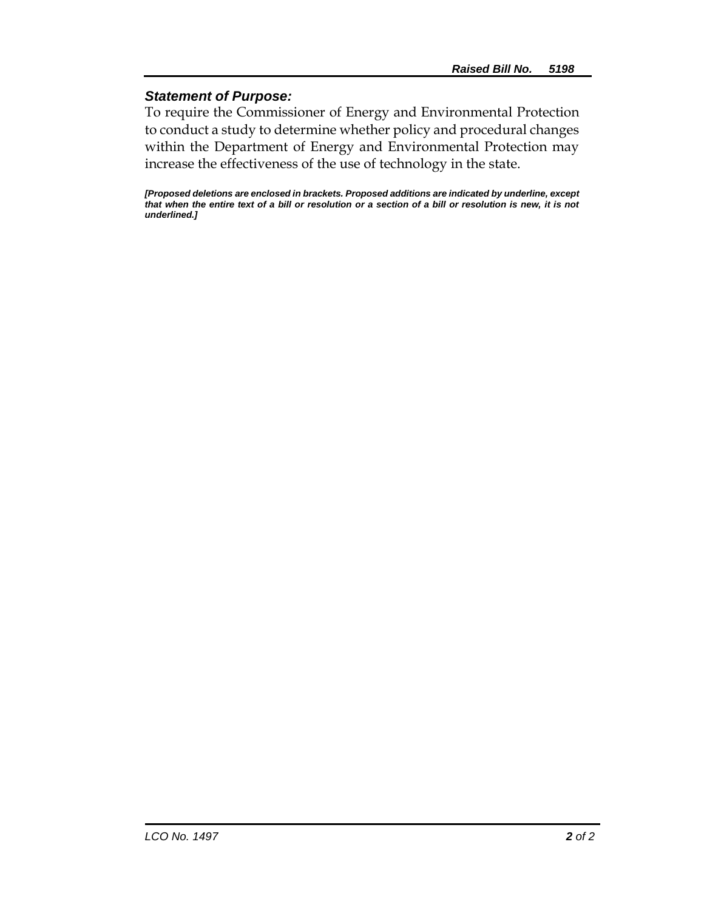***Statement of Purpose:***

To require the Commissioner of Energy and Environmental Protection to conduct a study to determine whether policy and procedural changes within the Department of Energy and Environmental Protection may increase the effectiveness of the use of technology in the state.

***[Proposed deletions are enclosed in brackets. Proposed additions are indicated by underline, except that when the entire text of a bill or resolution or a section of a bill or resolution is new, it is not underlined.]***